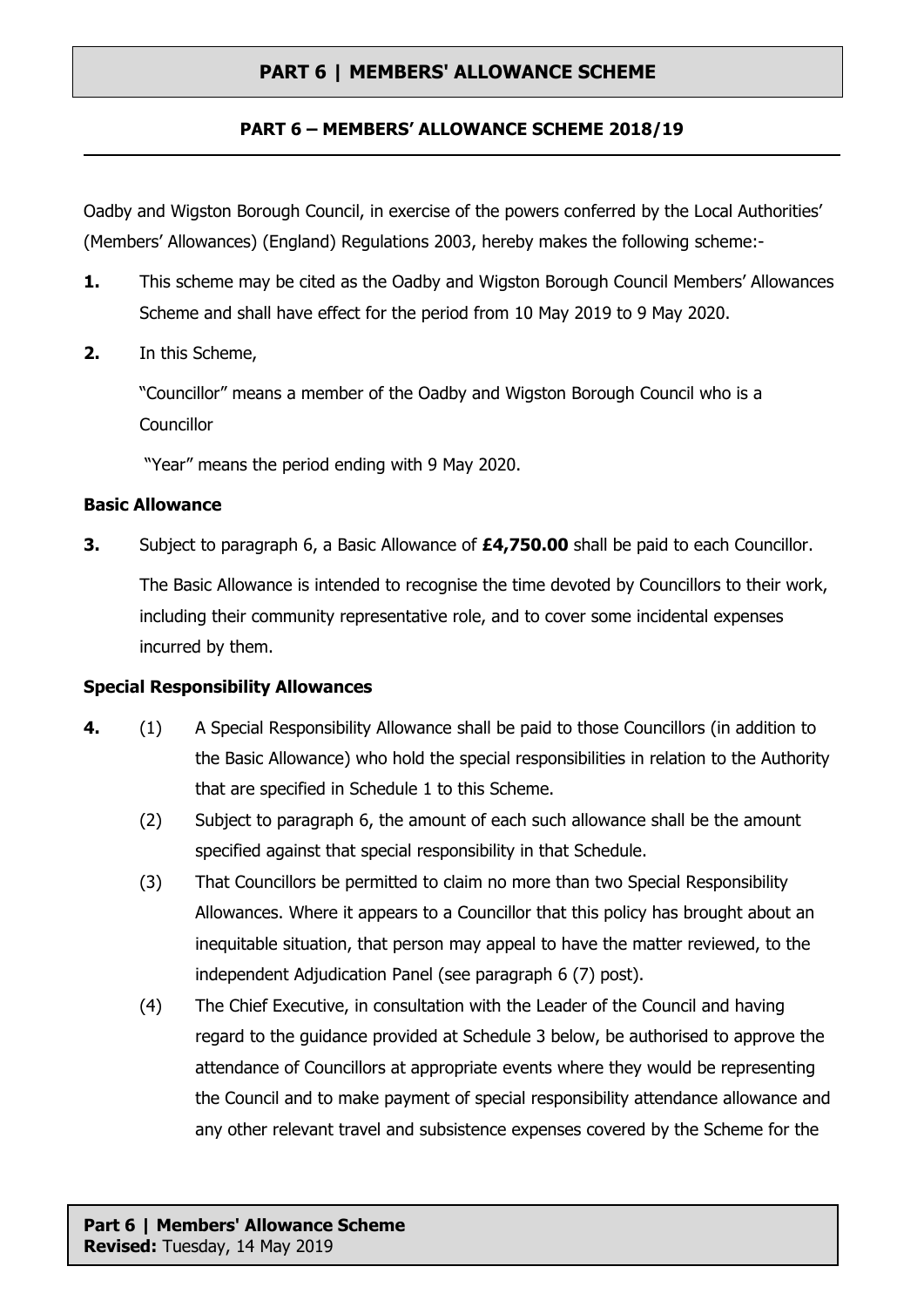# PART 6 | MEMBERS' ALLOWANCE SCHEME

## PART 6 – MEMBERS' ALLOWANCE SCHEME 2018/19

Oadby and Wigston Borough Council, in exercise of the powers conferred by the Local Authorities' (Members' Allowances) (England) Regulations 2003, hereby makes the following scheme:-

**1.** This scheme may be cited as the Oadby and Wigston Borough Council Members' Allowances Scheme and shall have effect for the period from 10 May 2019 to 9 May 2020.

**2.** In this Scheme,

"Councillor" means a member of the Oadby and Wigston Borough Council who is a Councillor

"Year" means the period ending with 9 May 2020.

### Basic Allowance

**3.** Subject to paragraph 6, a Basic Allowance of **£4,750.00** shall be paid to each Councillor.

The Basic Allowance is intended to recognise the time devoted by Councillors to their work, including their community representative role, and to cover some incidental expenses incurred by them.

### Special Responsibility Allowances

**4.** (1) A Special Responsibility Allowance shall be paid to those Councillors (in addition to the Basic Allowance) who hold the special responsibilities in relation to the Authority that are specified in Schedule 1 to this Scheme.

(2) Subject to paragraph 6, the amount of each such allowance shall be the amount specified against that special responsibility in that Schedule.

(3) That Councillors be permitted to claim no more than two Special Responsibility Allowances. Where it appears to a Councillor that this policy has brought about an inequitable situation, that person may appeal to have the matter reviewed, to the independent Adjudication Panel (see paragraph 6 (7) post).

(4) The Chief Executive, in consultation with the Leader of the Council and having regard to the guidance provided at Schedule 3 below, be authorised to approve the attendance of Councillors at appropriate events where they would be representing the Council and to make payment of special responsibility attendance allowance and any other relevant travel and subsistence expenses covered by the Scheme for the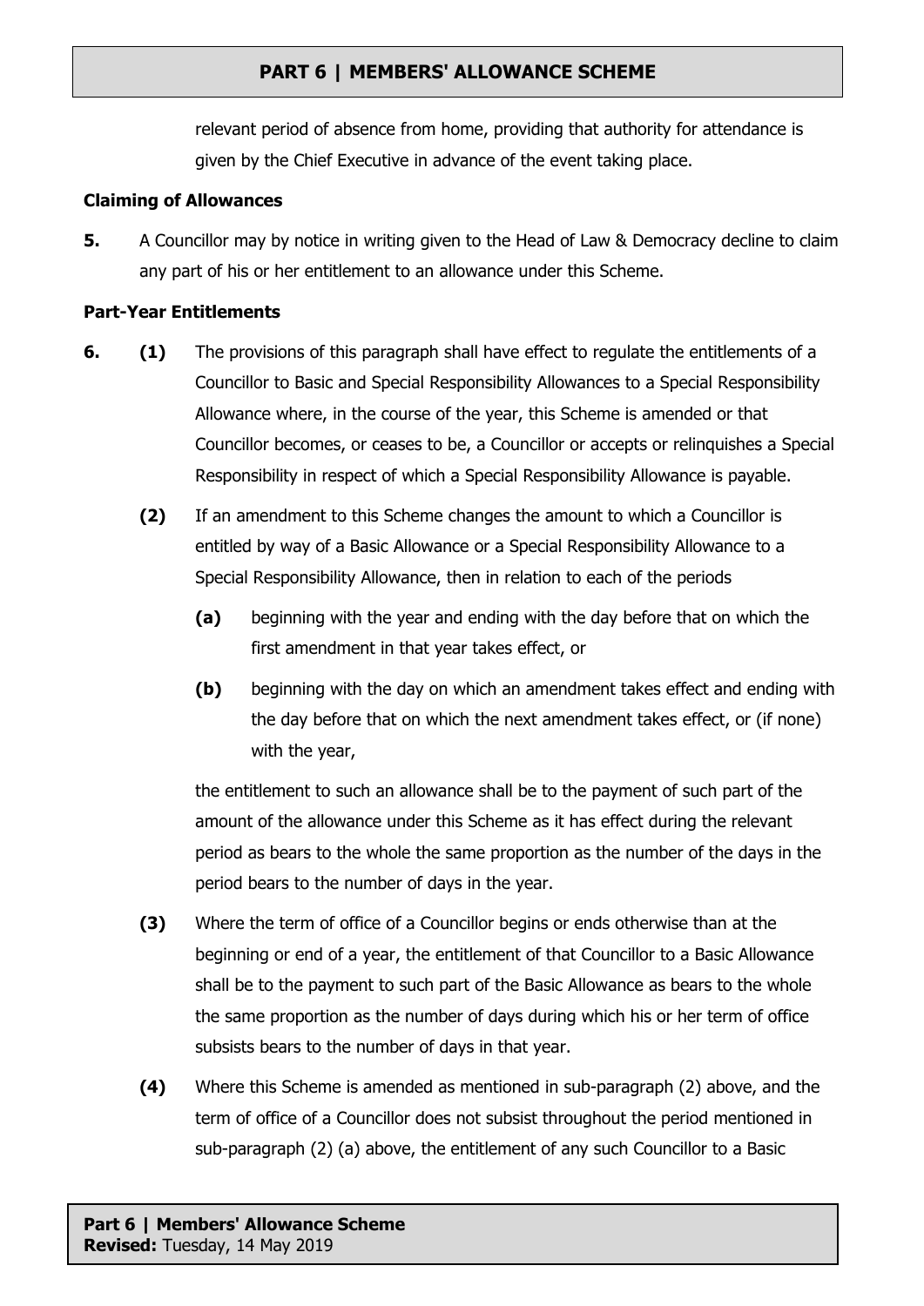relevant period of absence from home, providing that authority for attendance is given by the Chief Executive in advance of the event taking place.

**Claiming of Allowances**

**5.** A Councillor may by notice in writing given to the Head of Law & Democracy decline to claim any part of his or her entitlement to an allowance under this Scheme.

**Part-Year Entitlements**

**6. (1)** The provisions of this paragraph shall have effect to regulate the entitlements of a Councillor to Basic and Special Responsibility Allowances to a Special Responsibility Allowance where, in the course of the year, this Scheme is amended or that Councillor becomes, or ceases to be, a Councillor or accepts or relinquishes a Special Responsibility in respect of which a Special Responsibility Allowance is payable.

**(2)** If an amendment to this Scheme changes the amount to which a Councillor is entitled by way of a Basic Allowance or a Special Responsibility Allowance to a Special Responsibility Allowance, then in relation to each of the periods

**(a)** beginning with the year and ending with the day before that on which the first amendment in that year takes effect, or

**(b)** beginning with the day on which an amendment takes effect and ending with the day before that on which the next amendment takes effect, or (if none) with the year,

the entitlement to such an allowance shall be to the payment of such part of the amount of the allowance under this Scheme as it has effect during the relevant period as bears to the whole the same proportion as the number of the days in the period bears to the number of days in the year.

**(3)** Where the term of office of a Councillor begins or ends otherwise than at the beginning or end of a year, the entitlement of that Councillor to a Basic Allowance shall be to the payment to such part of the Basic Allowance as bears to the whole the same proportion as the number of days during which his or her term of office subsists bears to the number of days in that year.

**(4)** Where this Scheme is amended as mentioned in sub-paragraph (2) above, and the term of office of a Councillor does not subsist throughout the period mentioned in sub-paragraph (2) (a) above, the entitlement of any such Councillor to a Basic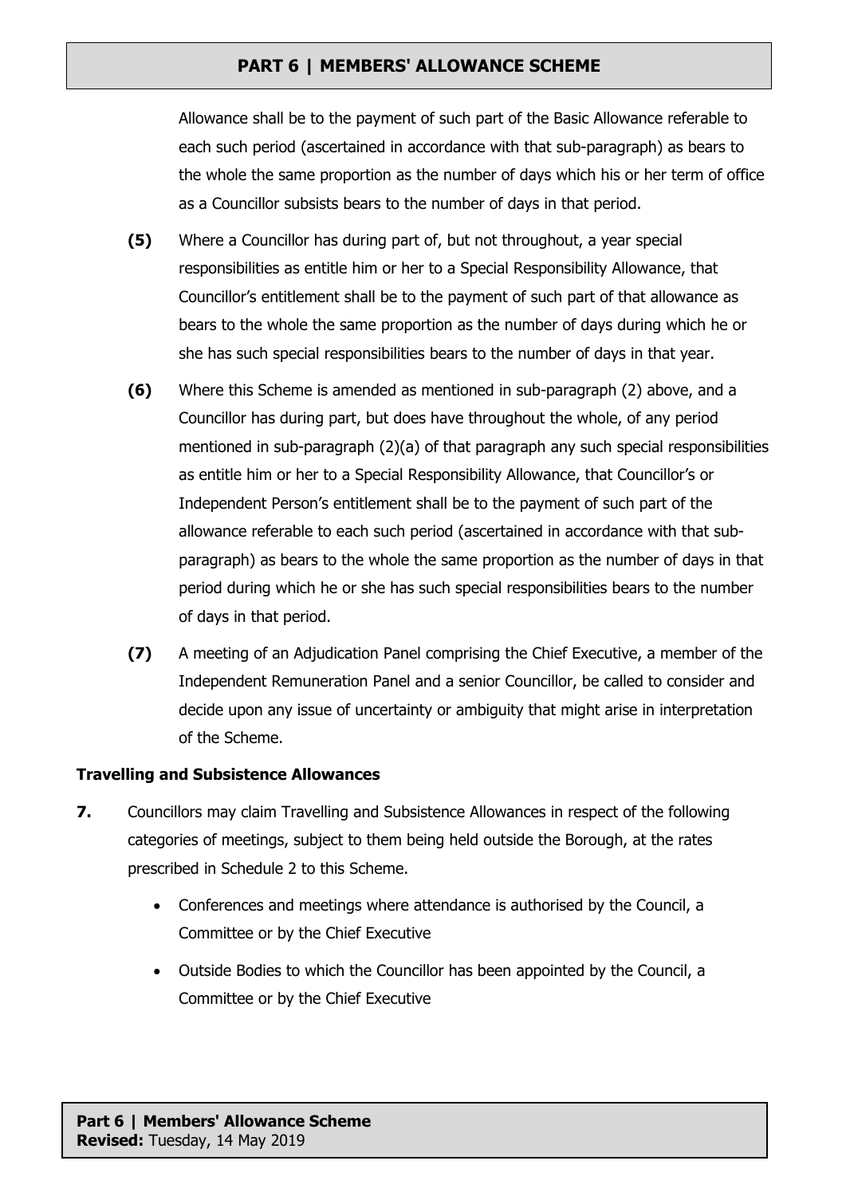Allowance shall be to the payment of such part of the Basic Allowance referable to each such period (ascertained in accordance with that sub-paragraph) as bears to the whole the same proportion as the number of days which his or her term of office as a Councillor subsists bears to the number of days in that period.

**(5)** Where a Councillor has during part of, but not throughout, a year special responsibilities as entitle him or her to a Special Responsibility Allowance, that Councillor's entitlement shall be to the payment of such part of that allowance as bears to the whole the same proportion as the number of days during which he or she has such special responsibilities bears to the number of days in that year.

**(6)** Where this Scheme is amended as mentioned in sub-paragraph (2) above, and a Councillor has during part, but does have throughout the whole, of any period mentioned in sub-paragraph (2)(a) of that paragraph any such special responsibilities as entitle him or her to a Special Responsibility Allowance, that Councillor's or Independent Person's entitlement shall be to the payment of such part of the allowance referable to each such period (ascertained in accordance with that sub-paragraph) as bears to the whole the same proportion as the number of days in that period during which he or she has such special responsibilities bears to the number of days in that period.

**(7)** A meeting of an Adjudication Panel comprising the Chief Executive, a member of the Independent Remuneration Panel and a senior Councillor, be called to consider and decide upon any issue of uncertainty or ambiguity that might arise in interpretation of the Scheme.

**Travelling and Subsistence Allowances**

**7.** Councillors may claim Travelling and Subsistence Allowances in respect of the following categories of meetings, subject to them being held outside the Borough, at the rates prescribed in Schedule 2 to this Scheme.

- Conferences and meetings where attendance is authorised by the Council, a Committee or by the Chief Executive
- Outside Bodies to which the Councillor has been appointed by the Council, a Committee or by the Chief Executive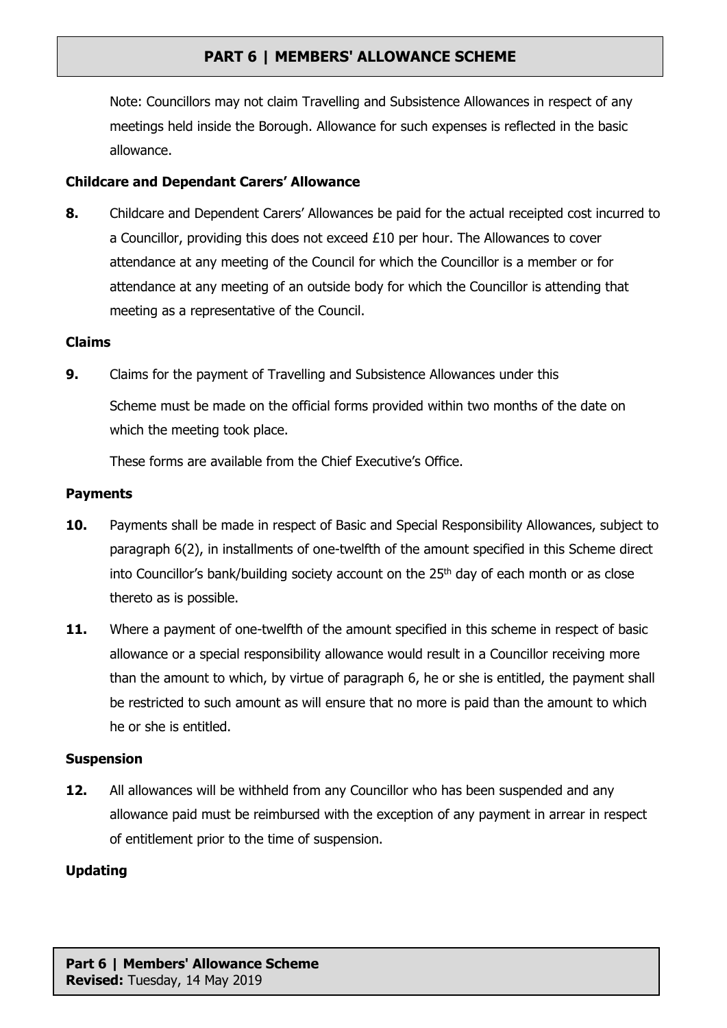Note: Councillors may not claim Travelling and Subsistence Allowances in respect of any meetings held inside the Borough. Allowance for such expenses is reflected in the basic allowance.

**Childcare and Dependant Carers' Allowance**

**8.** Childcare and Dependent Carers' Allowances be paid for the actual receipted cost incurred to a Councillor, providing this does not exceed £10 per hour. The Allowances to cover attendance at any meeting of the Council for which the Councillor is a member or for attendance at any meeting of an outside body for which the Councillor is attending that meeting as a representative of the Council.

**Claims**

**9.** Claims for the payment of Travelling and Subsistence Allowances under this

Scheme must be made on the official forms provided within two months of the date on which the meeting took place.

These forms are available from the Chief Executive's Office.

**Payments**

**10.** Payments shall be made in respect of Basic and Special Responsibility Allowances, subject to paragraph 6(2), in installments of one-twelfth of the amount specified in this Scheme direct into Councillor's bank/building society account on the 25th day of each month or as close thereto as is possible.

**11.** Where a payment of one-twelfth of the amount specified in this scheme in respect of basic allowance or a special responsibility allowance would result in a Councillor receiving more than the amount to which, by virtue of paragraph 6, he or she is entitled, the payment shall be restricted to such amount as will ensure that no more is paid than the amount to which he or she is entitled.

**Suspension**

**12.** All allowances will be withheld from any Councillor who has been suspended and any allowance paid must be reimbursed with the exception of any payment in arrear in respect of entitlement prior to the time of suspension.

**Updating**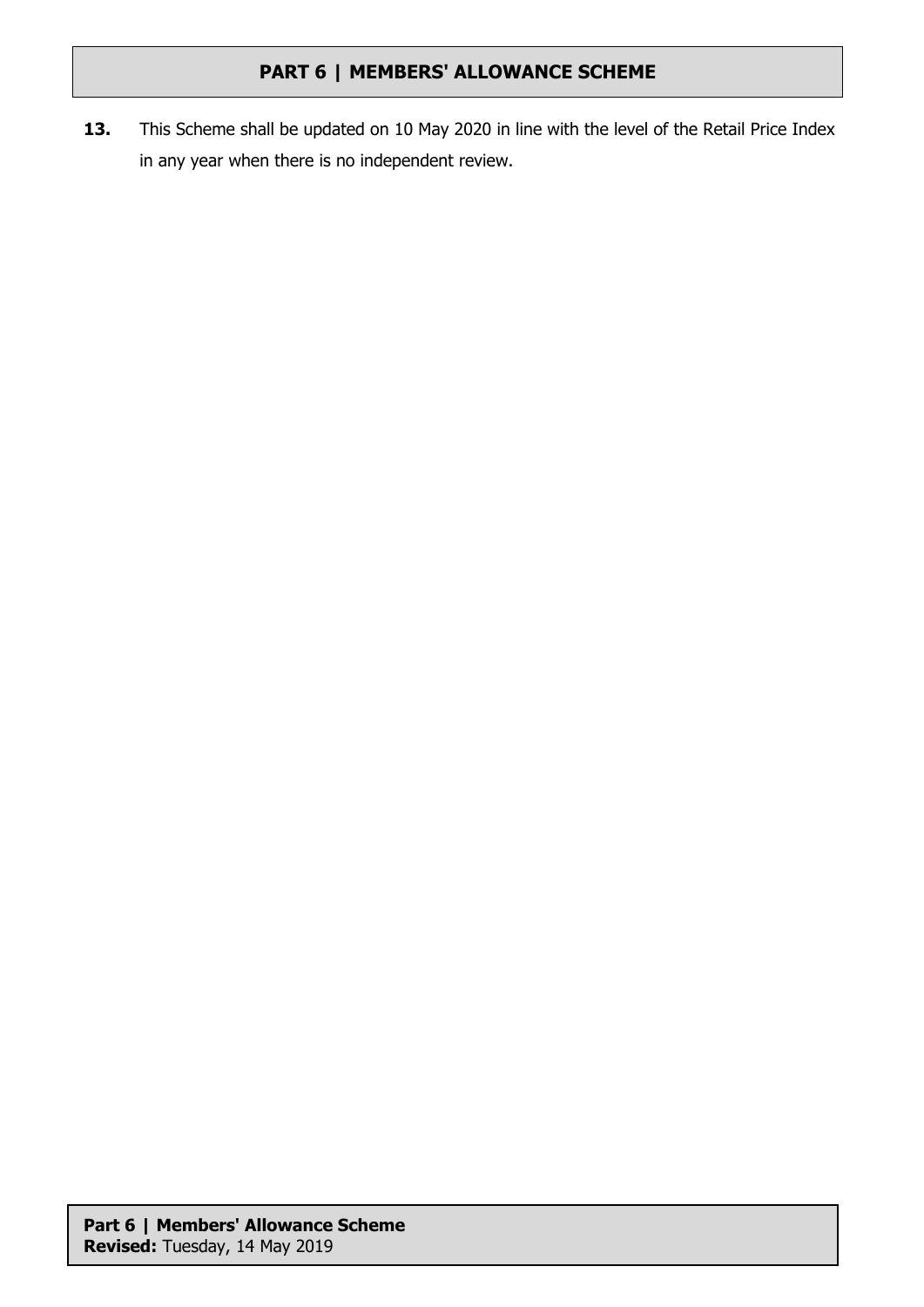**13.** This Scheme shall be updated on 10 May 2020 in line with the level of the Retail Price Index in any year when there is no independent review.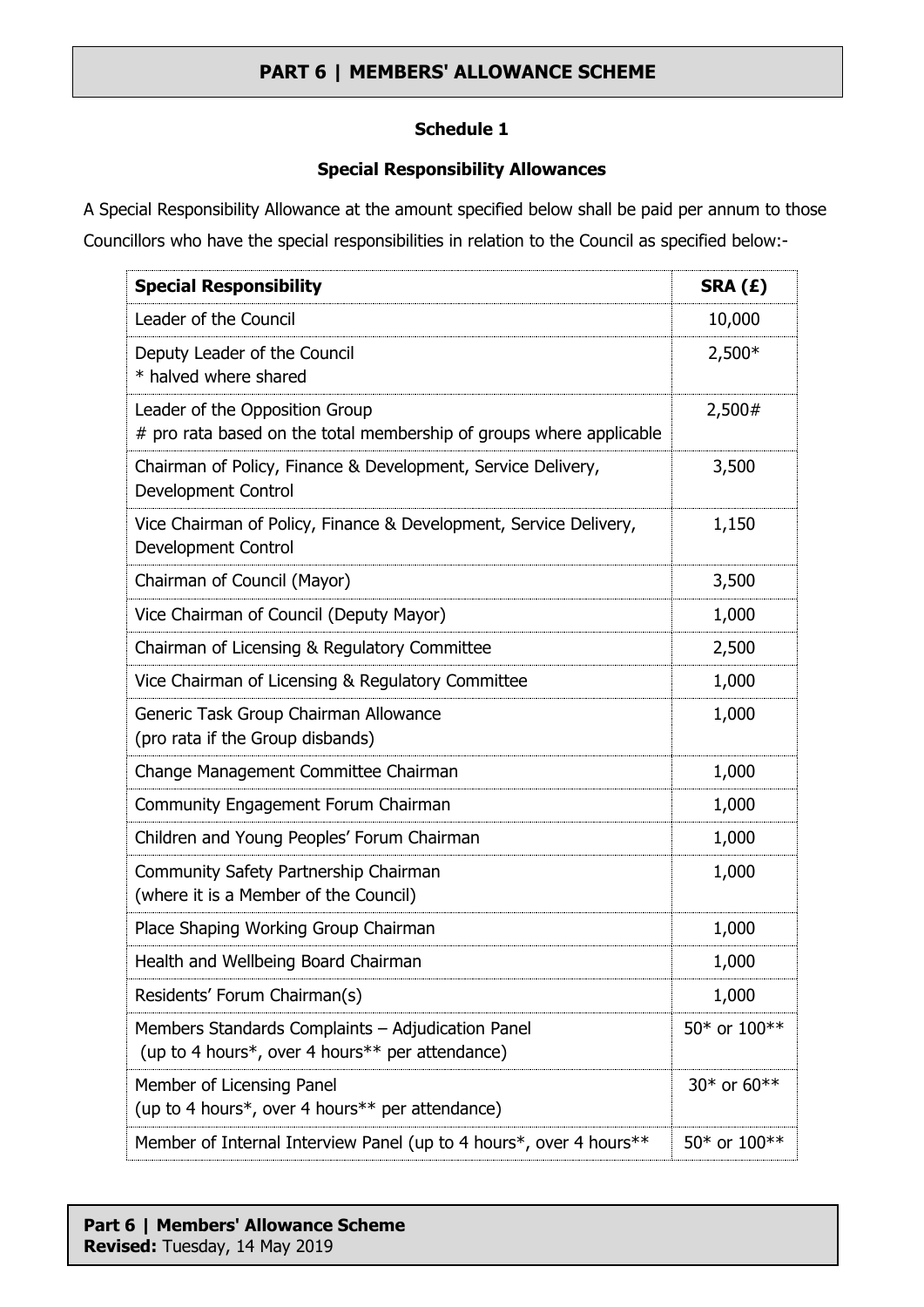## PART 6 | MEMBERS' ALLOWANCE SCHEME

### Schedule 1

### Special Responsibility Allowances

A Special Responsibility Allowance at the amount specified below shall be paid per annum to those Councillors who have the special responsibilities in relation to the Council as specified below:-

| Special Responsibility | SRA (£) |
|---|---|
| Leader of the Council | 10,000 |
| Deputy Leader of the Council<br>* halved where shared | 2,500* |
| Leader of the Opposition Group<br># pro rata based on the total membership of groups where applicable | 2,500# |
| Chairman of Policy, Finance & Development, Service Delivery, Development Control | 3,500 |
| Vice Chairman of Policy, Finance & Development, Service Delivery, Development Control | 1,150 |
| Chairman of Council (Mayor) | 3,500 |
| Vice Chairman of Council (Deputy Mayor) | 1,000 |
| Chairman of Licensing & Regulatory Committee | 2,500 |
| Vice Chairman of Licensing & Regulatory Committee | 1,000 |
| Generic Task Group Chairman Allowance<br>(pro rata if the Group disbands) | 1,000 |
| Change Management Committee Chairman | 1,000 |
| Community Engagement Forum Chairman | 1,000 |
| Children and Young Peoples' Forum Chairman | 1,000 |
| Community Safety Partnership Chairman<br>(where it is a Member of the Council) | 1,000 |
| Place Shaping Working Group Chairman | 1,000 |
| Health and Wellbeing Board Chairman | 1,000 |
| Residents' Forum Chairman(s) | 1,000 |
| Members Standards Complaints – Adjudication Panel<br>(up to 4 hours*, over 4 hours** per attendance) | 50* or 100** |
| Member of Licensing Panel<br>(up to 4 hours*, over 4 hours** per attendance) | 30* or 60** |
| Member of Internal Interview Panel (up to 4 hours*, over 4 hours** | 50* or 100** |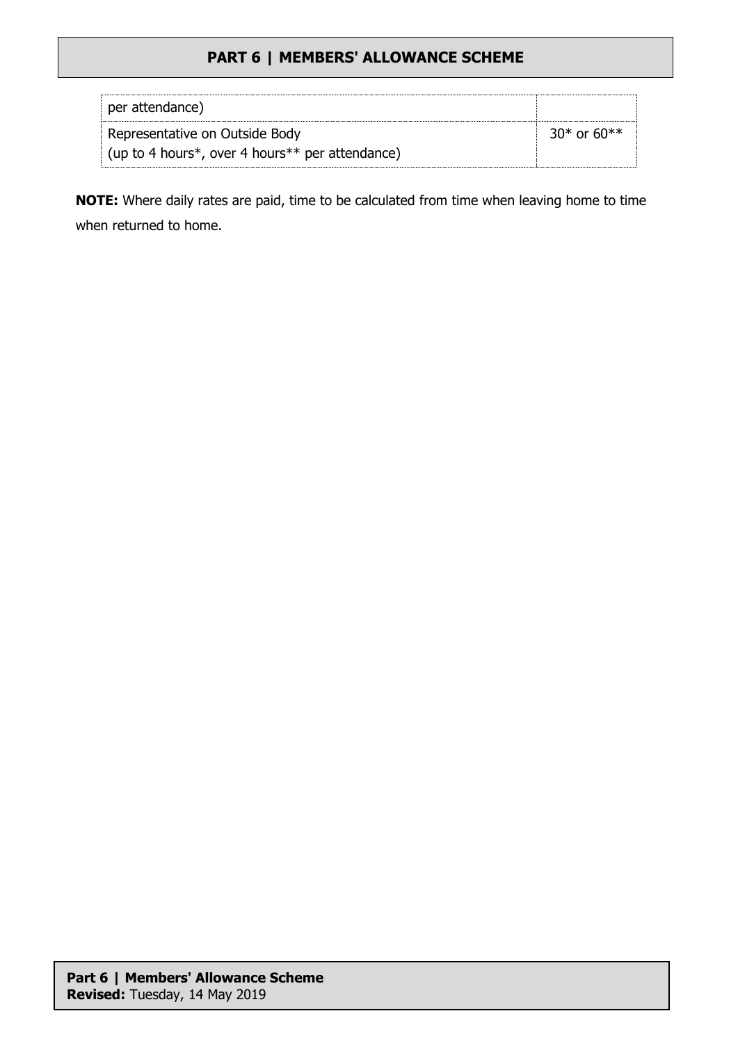| | |
|---|---|
| per attendance) | |
| Representative on Outside Body<br>(up to 4 hours*, over 4 hours** per attendance) | 30* or 60** |

**NOTE:** Where daily rates are paid, time to be calculated from time when leaving home to time when returned to home.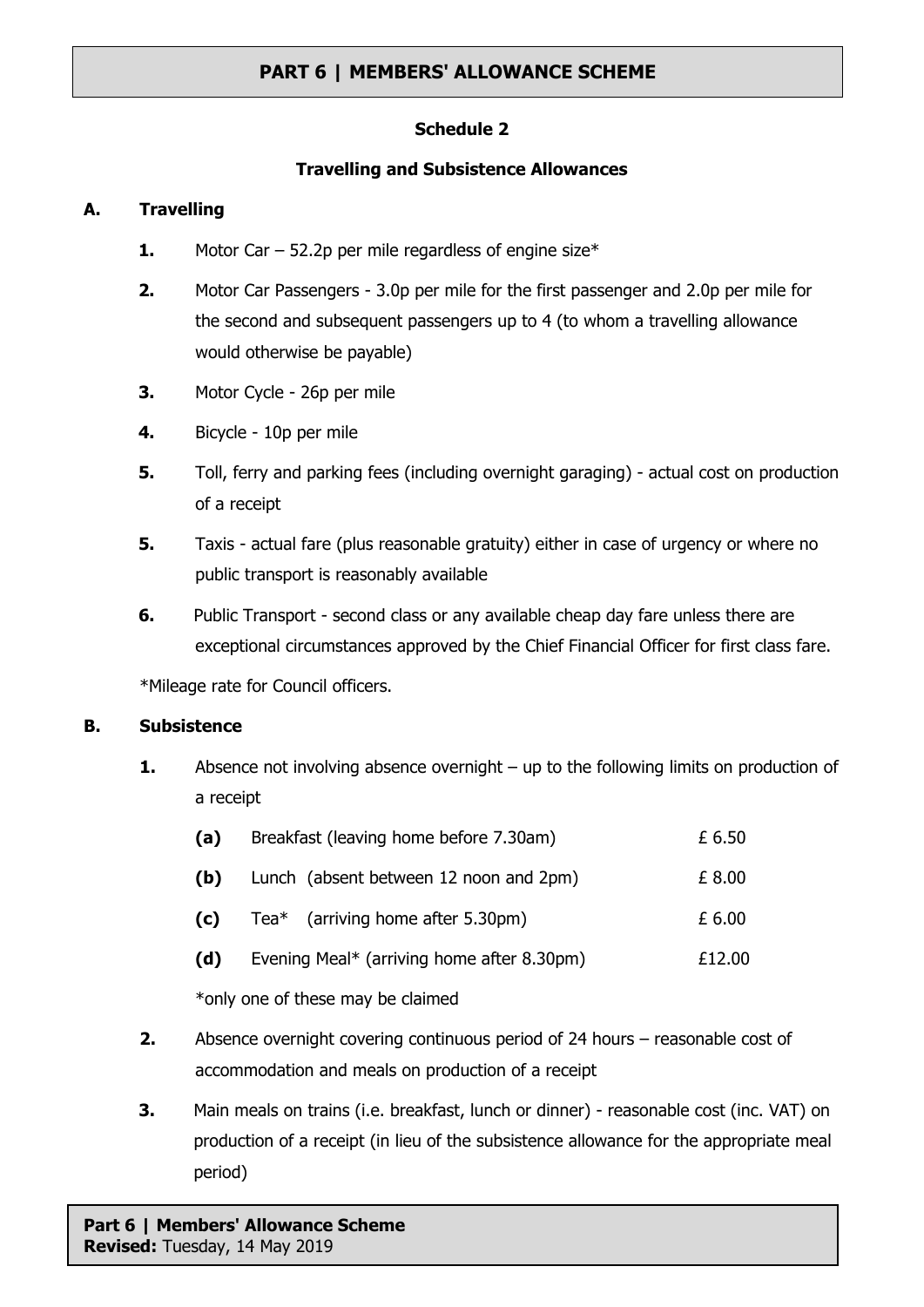# PART 6 | MEMBERS' ALLOWANCE SCHEME

## Schedule 2

### Travelling and Subsistence Allowances

**A. Travelling**

**1.** Motor Car – 52.2p per mile regardless of engine size*

**2.** Motor Car Passengers - 3.0p per mile for the first passenger and 2.0p per mile for the second and subsequent passengers up to 4 (to whom a travelling allowance would otherwise be payable)

**3.** Motor Cycle - 26p per mile

**4.** Bicycle - 10p per mile

**5.** Toll, ferry and parking fees (including overnight garaging) - actual cost on production of a receipt

**5.** Taxis - actual fare (plus reasonable gratuity) either in case of urgency or where no public transport is reasonably available

**6.** Public Transport - second class or any available cheap day fare unless there are exceptional circumstances approved by the Chief Financial Officer for first class fare.

*Mileage rate for Council officers.

**B. Subsistence**

**1.** Absence not involving absence overnight – up to the following limits on production of a receipt

| | | |
|---|---|---|
| **(a)** | Breakfast (leaving home before 7.30am) | £ 6.50 |
| **(b)** | Lunch (absent between 12 noon and 2pm) | £ 8.00 |
| **(c)** | Tea* (arriving home after 5.30pm) | £ 6.00 |
| **(d)** | Evening Meal* (arriving home after 8.30pm) | £12.00 |

*only one of these may be claimed

**2.** Absence overnight covering continuous period of 24 hours – reasonable cost of accommodation and meals on production of a receipt

**3.** Main meals on trains (i.e. breakfast, lunch or dinner) - reasonable cost (inc. VAT) on production of a receipt (in lieu of the subsistence allowance for the appropriate meal period)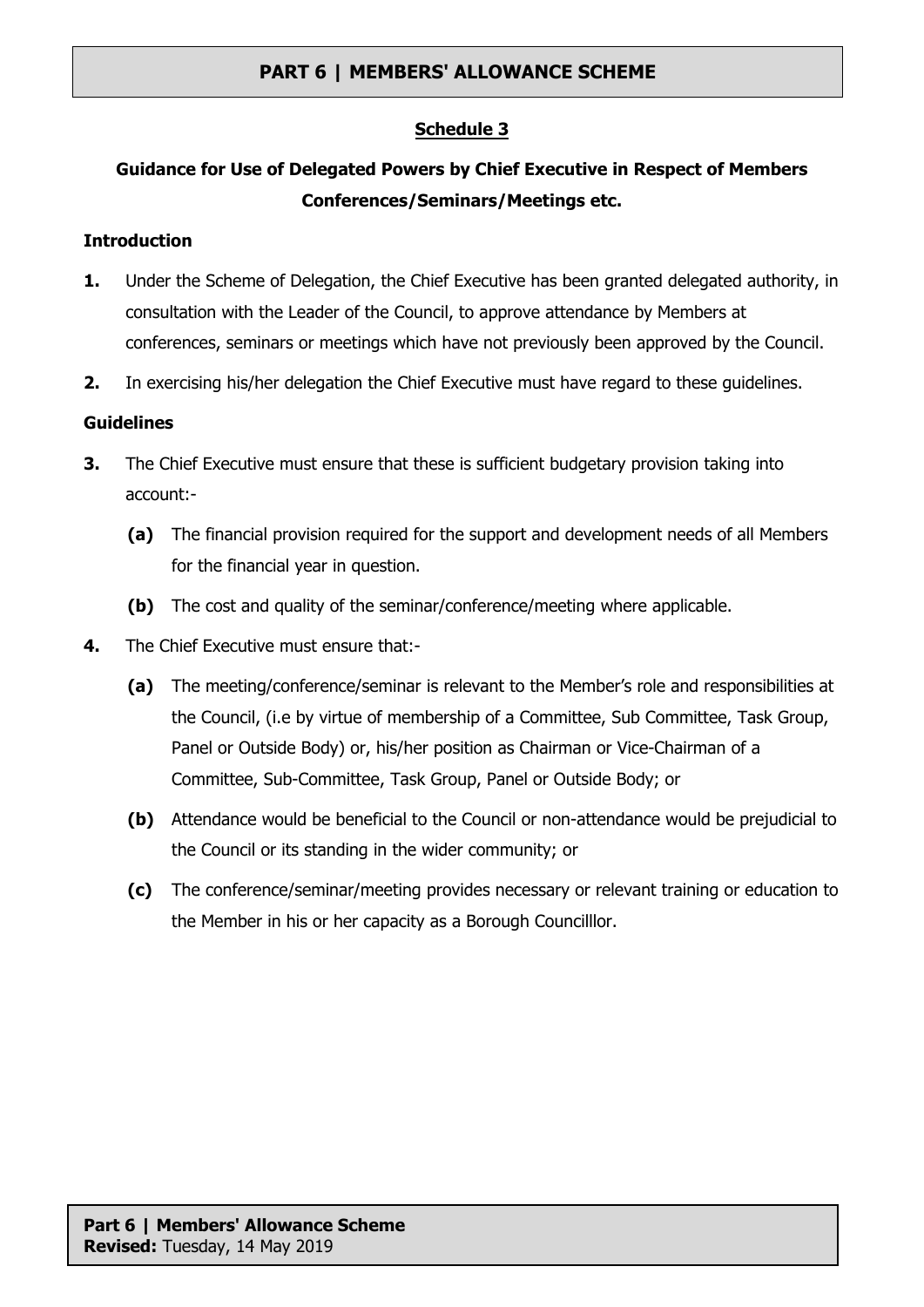## Schedule 3

### Guidance for Use of Delegated Powers by Chief Executive in Respect of Members Conferences/Seminars/Meetings etc.

**Introduction**

**1.** Under the Scheme of Delegation, the Chief Executive has been granted delegated authority, in consultation with the Leader of the Council, to approve attendance by Members at conferences, seminars or meetings which have not previously been approved by the Council.

**2.** In exercising his/her delegation the Chief Executive must have regard to these guidelines.

**Guidelines**

**3.** The Chief Executive must ensure that these is sufficient budgetary provision taking into account:-

**(a)** The financial provision required for the support and development needs of all Members for the financial year in question.

**(b)** The cost and quality of the seminar/conference/meeting where applicable.

**4.** The Chief Executive must ensure that:-

**(a)** The meeting/conference/seminar is relevant to the Member's role and responsibilities at the Council, (i.e by virtue of membership of a Committee, Sub Committee, Task Group, Panel or Outside Body) or, his/her position as Chairman or Vice-Chairman of a Committee, Sub-Committee, Task Group, Panel or Outside Body; or

**(b)** Attendance would be beneficial to the Council or non-attendance would be prejudicial to the Council or its standing in the wider community; or

**(c)** The conference/seminar/meeting provides necessary or relevant training or education to the Member in his or her capacity as a Borough Councilllor.